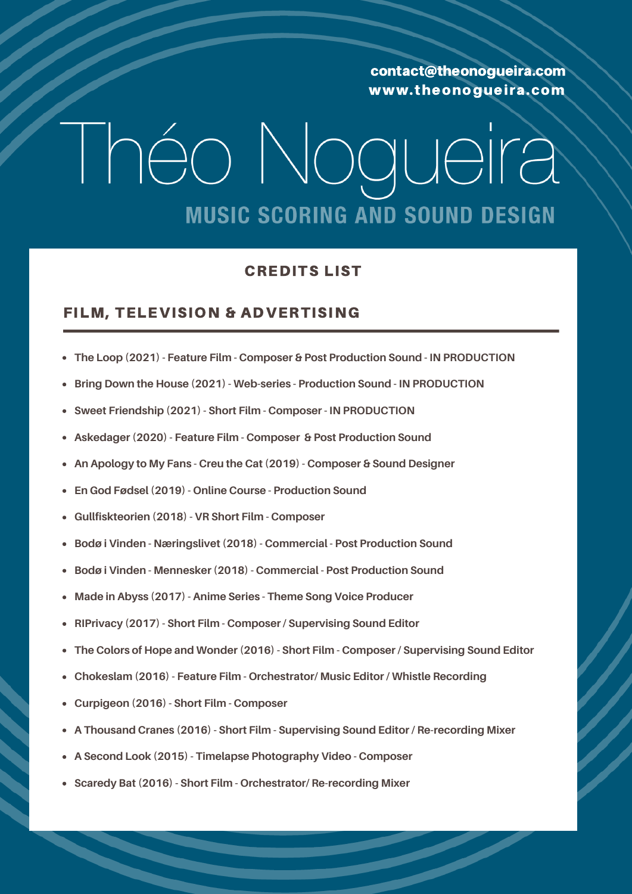contact@theonogueira.com
www.theonogueira.com

# Théo Nogueira

## MUSIC SCORING AND SOUND DESIGN

### CREDITS LIST

### FILM, TELEVISION & ADVERTISING

- **The Loop (2021) - Feature Film - Composer & Post Production Sound - IN PRODUCTION**
- **Bring Down the House (2021) - Web-series - Production Sound - IN PRODUCTION**
- **Sweet Friendship (2021) - Short Film - Composer - IN PRODUCTION**
- **Askedager (2020) - Feature Film - Composer & Post Production Sound**
- **An Apology to My Fans - Creu the Cat (2019) - Composer & Sound Designer**
- **En God Fødsel (2019) - Online Course - Production Sound**
- **Gullfiskteorien (2018) - VR Short Film - Composer**
- **Bodø i Vinden - Næringslivet (2018) - Commercial - Post Production Sound**
- **Bodø i Vinden - Mennesker (2018) - Commercial - Post Production Sound**
- **Made in Abyss (2017) - Anime Series - Theme Song Voice Producer**
- **RIPrivacy (2017) - Short Film - Composer / Supervising Sound Editor**
- **The Colors of Hope and Wonder (2016) - Short Film - Composer / Supervising Sound Editor**
- **Chokeslam (2016) - Feature Film - Orchestrator/ Music Editor / Whistle Recording**
- **Curpigeon (2016) - Short Film - Composer**
- **A Thousand Cranes (2016) - Short Film - Supervising Sound Editor / Re-recording Mixer**
- **A Second Look (2015) - Timelapse Photography Video - Composer**
- **Scaredy Bat (2016) - Short Film - Orchestrator/ Re-recording Mixer**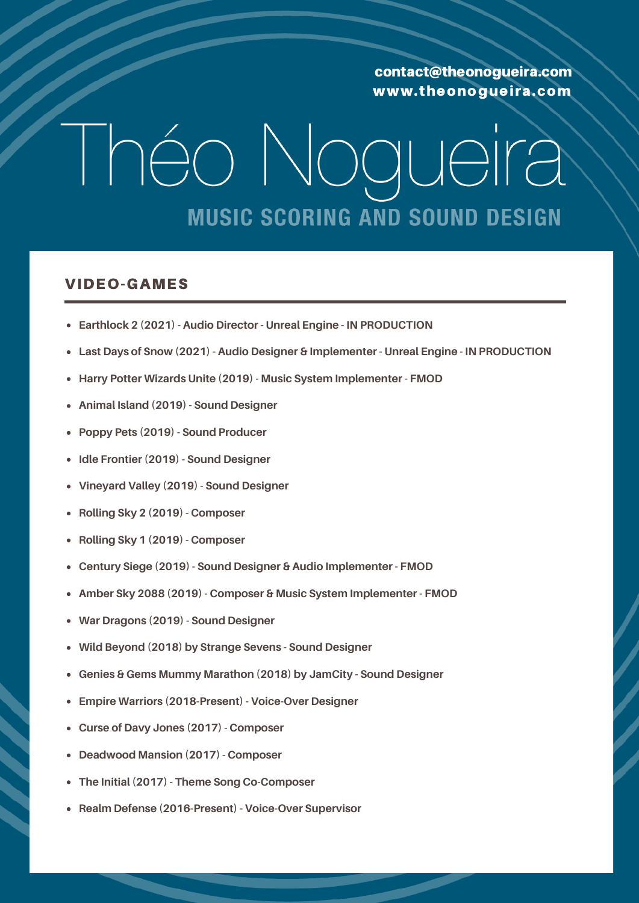contact@theonogueira.com
www.theonogueira.com

# Théo Nogueira

## MUSIC SCORING AND SOUND DESIGN

### VIDEO-GAMES

- **Earthlock 2 (2021) - Audio Director - Unreal Engine - IN PRODUCTION**
- **Last Days of Snow (2021) - Audio Designer & Implementer - Unreal Engine - IN PRODUCTION**
- **Harry Potter Wizards Unite (2019) - Music System Implementer - FMOD**
- **Animal Island (2019) - Sound Designer**
- **Poppy Pets (2019) - Sound Producer**
- **Idle Frontier (2019) - Sound Designer**
- **Vineyard Valley (2019) - Sound Designer**
- **Rolling Sky 2 (2019) - Composer**
- **Rolling Sky 1 (2019) - Composer**
- **Century Siege (2019) - Sound Designer & Audio Implementer - FMOD**
- **Amber Sky 2088 (2019) - Composer & Music System Implementer - FMOD**
- **War Dragons (2019) - Sound Designer**
- **Wild Beyond (2018) by Strange Sevens - Sound Designer**
- **Genies & Gems Mummy Marathon (2018) by JamCity - Sound Designer**
- **Empire Warriors (2018-Present) - Voice-Over Designer**
- **Curse of Davy Jones (2017) - Composer**
- **Deadwood Mansion (2017) - Composer**
- **The Initial (2017) - Theme Song Co-Composer**
- **Realm Defense (2016-Present) - Voice-Over Supervisor**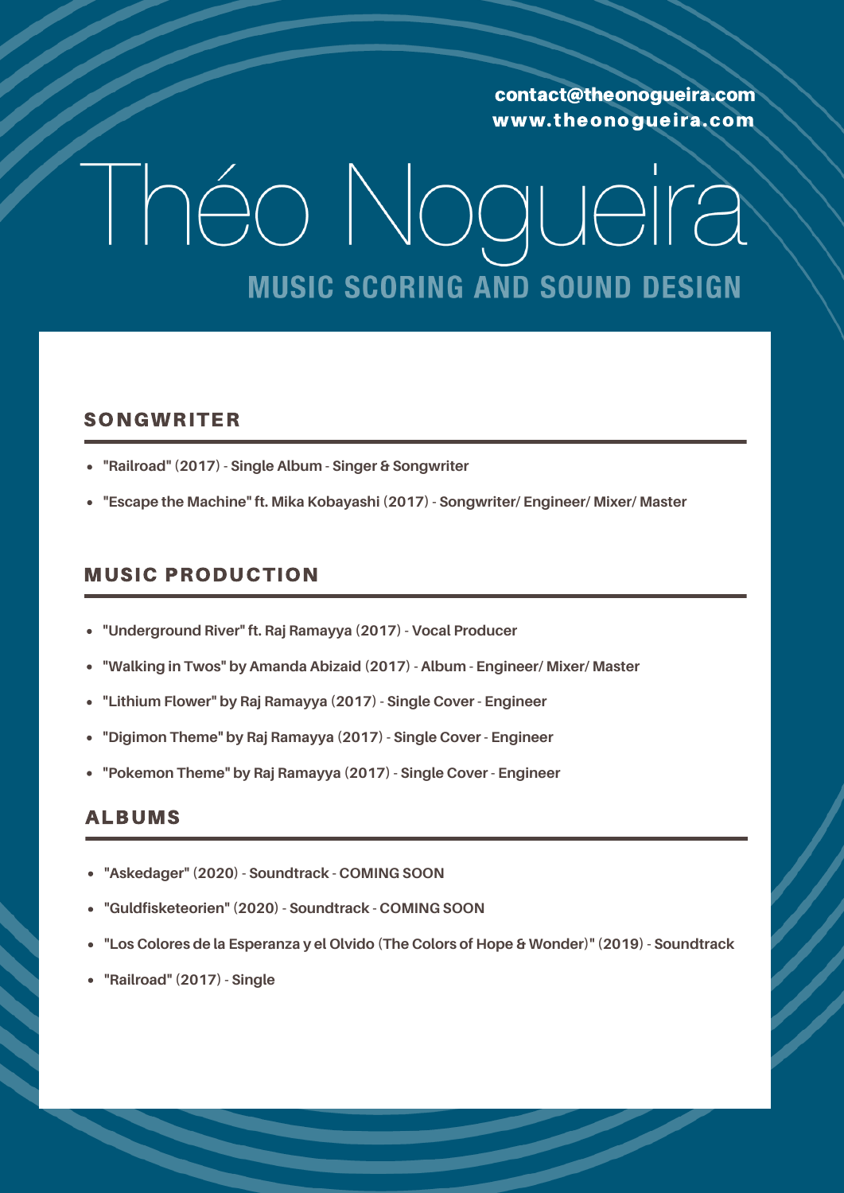contact@theonogueira.com
www.theonogueira.com

# Théo Nogueira

## MUSIC SCORING AND SOUND DESIGN

### SONGWRITER

- **"Railroad" (2017) - Single Album - Singer & Songwriter**
- **"Escape the Machine" ft. Mika Kobayashi (2017) - Songwriter/ Engineer/ Mixer/ Master**

### MUSIC PRODUCTION

- **"Underground River" ft. Raj Ramayya (2017) - Vocal Producer**
- **"Walking in Twos" by Amanda Abizaid (2017) - Album - Engineer/ Mixer/ Master**
- **"Lithium Flower" by Raj Ramayya (2017) - Single Cover - Engineer**
- **"Digimon Theme" by Raj Ramayya (2017) - Single Cover - Engineer**
- **"Pokemon Theme" by Raj Ramayya (2017) - Single Cover - Engineer**

### ALBUMS

- **"Askedager" (2020) - Soundtrack - COMING SOON**
- **"Guldfisketeorien" (2020) - Soundtrack - COMING SOON**
- **"Los Colores de la Esperanza y el Olvido (The Colors of Hope & Wonder)" (2019) - Soundtrack**
- **"Railroad" (2017) - Single**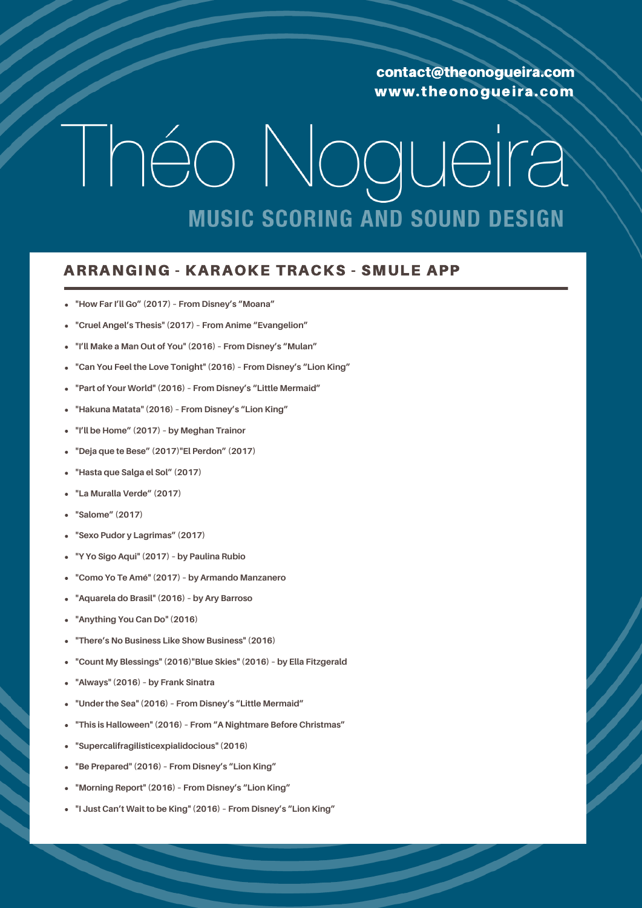contact@theonogueira.com
www.theonogueira.com

# Théo Nogueira

## MUSIC SCORING AND SOUND DESIGN

### ARRANGING - KARAOKE TRACKS - SMULE APP

- **"How Far I'll Go" (2017) – From Disney's "Moana"**
- **"Cruel Angel's Thesis" (2017) – From Anime "Evangelion"**
- **"I'll Make a Man Out of You" (2016) – From Disney's "Mulan"**
- **"Can You Feel the Love Tonight" (2016) – From Disney's "Lion King"**
- **"Part of Your World" (2016) – From Disney's "Little Mermaid"**
- **"Hakuna Matata" (2016) – From Disney's "Lion King"**
- **"I'll be Home" (2017) – by Meghan Trainor**
- **"Deja que te Bese" (2017)"El Perdon" (2017)**
- **"Hasta que Salga el Sol" (2017)**
- **"La Muralla Verde" (2017)**
- **"Salome" (2017)**
- **"Sexo Pudor y Lagrimas" (2017)**
- **"Y Yo Sigo Aqui" (2017) – by Paulina Rubio**
- **"Como Yo Te Amé" (2017) – by Armando Manzanero**
- **"Aquarela do Brasil" (2016) – by Ary Barroso**
- **"Anything You Can Do" (2016)**
- **"There's No Business Like Show Business" (2016)**
- **"Count My Blessings" (2016)"Blue Skies" (2016) – by Ella Fitzgerald**
- **"Always" (2016) – by Frank Sinatra**
- **"Under the Sea" (2016) – From Disney's "Little Mermaid"**
- **"This is Halloween" (2016) – From "A Nightmare Before Christmas"**
- **"Supercalifragilisticexpialidocious" (2016)**
- **"Be Prepared" (2016) – From Disney's "Lion King"**
- **"Morning Report" (2016) – From Disney's "Lion King"**
- **"I Just Can't Wait to be King" (2016) – From Disney's "Lion King"**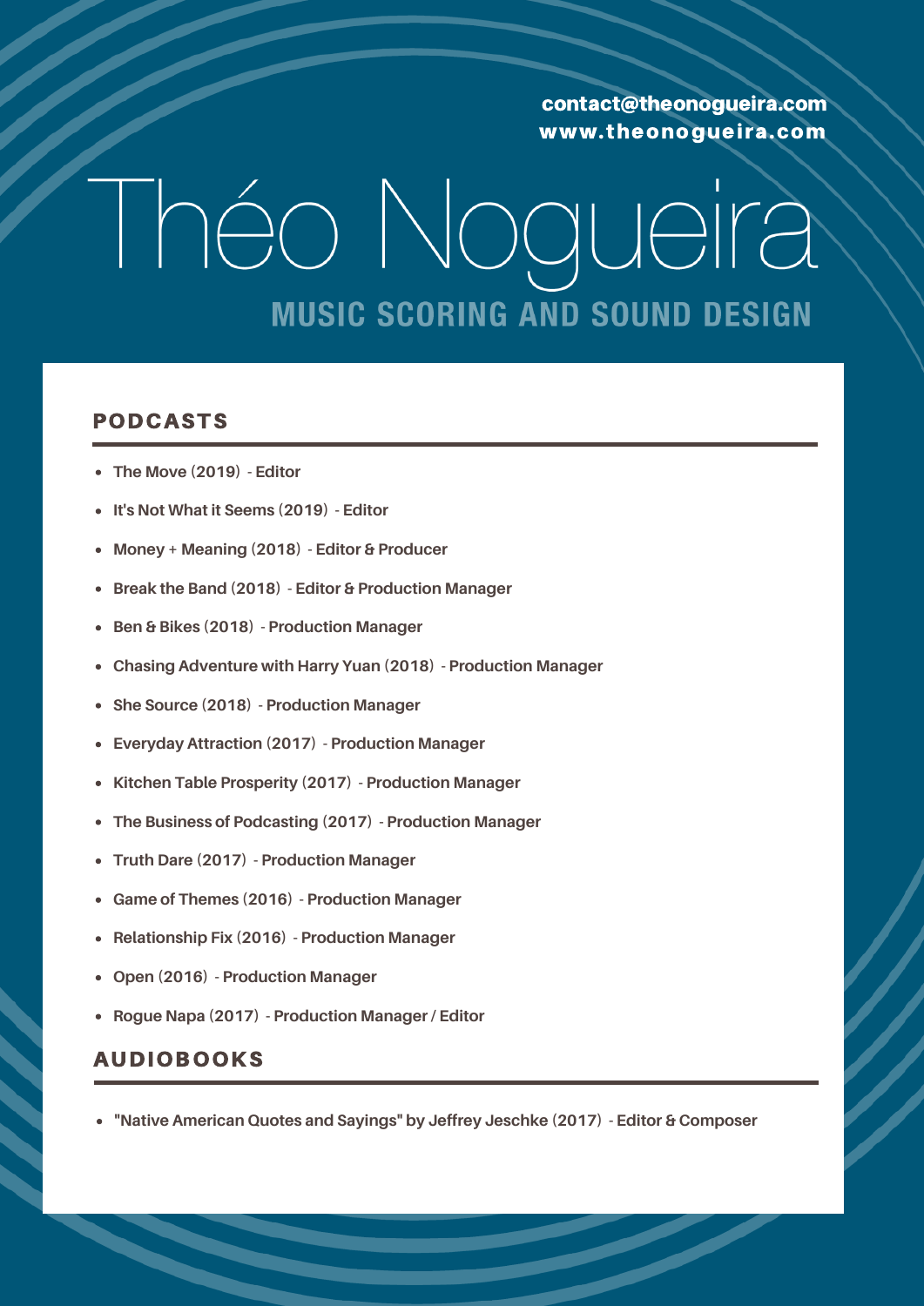contact@theonogueira.com
www.theonogueira.com

# Théo Nogueira

**MUSIC SCORING AND SOUND DESIGN**

## PODCASTS

- **The Move (2019) - Editor**
- **It's Not What it Seems (2019) - Editor**
- **Money + Meaning (2018) - Editor & Producer**
- **Break the Band (2018) - Editor & Production Manager**
- **Ben & Bikes (2018) - Production Manager**
- **Chasing Adventure with Harry Yuan (2018) - Production Manager**
- **She Source (2018) - Production Manager**
- **Everyday Attraction (2017) - Production Manager**
- **Kitchen Table Prosperity (2017) - Production Manager**
- **The Business of Podcasting (2017) - Production Manager**
- **Truth Dare (2017) - Production Manager**
- **Game of Themes (2016) - Production Manager**
- **Relationship Fix (2016) - Production Manager**
- **Open (2016) - Production Manager**
- **Rogue Napa (2017) - Production Manager / Editor**

## AUDIOBOOKS

- **"Native American Quotes and Sayings" by Jeffrey Jeschke (2017) - Editor & Composer**